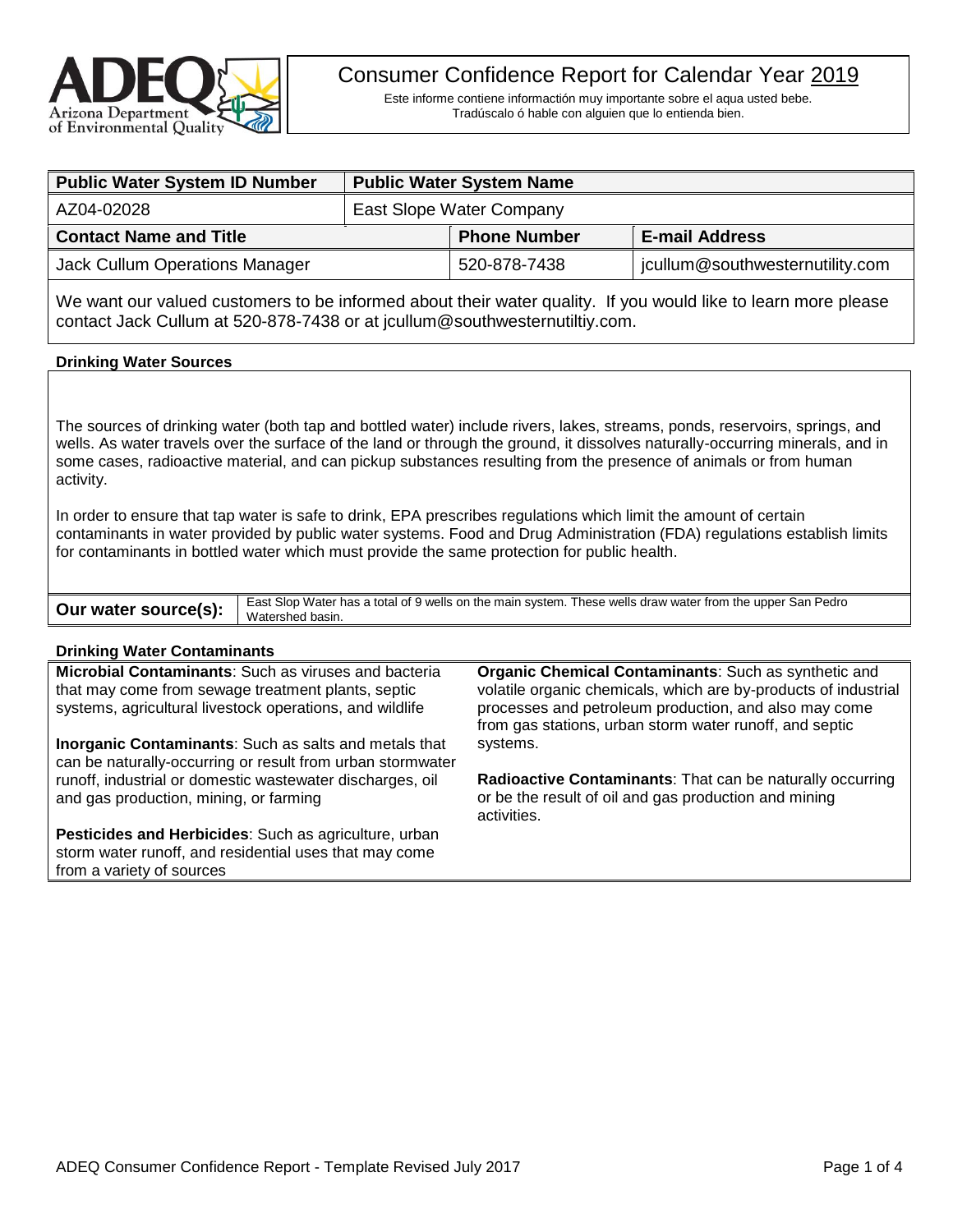# Consumer Confidence Report for Calendar Year 2019

Este informe contiene informactión muy importante sobre el aqua usted bebe.
Tradúscalo ó hable con alguien que lo entienda bien.

| Public Water System ID Number | Public Water System Name | | |
|---|---|---|---|
| AZ04-02028 | East Slope Water Company | | |
| **Contact Name and Title** | | **Phone Number** | **E-mail Address** |
| Jack Cullum Operations Manager | | 520-878-7438 | jcullum@southwesternutility.com |

We want our valued customers to be informed about their water quality. If you would like to learn more please contact Jack Cullum at 520-878-7438 or at jcullum@southwesternutiltiy.com.

## Drinking Water Sources

The sources of drinking water (both tap and bottled water) include rivers, lakes, streams, ponds, reservoirs, springs, and wells. As water travels over the surface of the land or through the ground, it dissolves naturally-occurring minerals, and in some cases, radioactive material, and can pickup substances resulting from the presence of animals or from human activity.

In order to ensure that tap water is safe to drink, EPA prescribes regulations which limit the amount of certain contaminants in water provided by public water systems. Food and Drug Administration (FDA) regulations establish limits for contaminants in bottled water which must provide the same protection for public health.

| Our water source(s): | East Slop Water has a total of 9 wells on the main system. These wells draw water from the upper San Pedro Watershed basin. |
|---|---|

## Drinking Water Contaminants

**Microbial Contaminants**: Such as viruses and bacteria that may come from sewage treatment plants, septic systems, agricultural livestock operations, and wildlife

**Inorganic Contaminants**: Such as salts and metals that can be naturally-occurring or result from urban stormwater runoff, industrial or domestic wastewater discharges, oil and gas production, mining, or farming

**Pesticides and Herbicides**: Such as agriculture, urban storm water runoff, and residential uses that may come from a variety of sources

**Organic Chemical Contaminants**: Such as synthetic and volatile organic chemicals, which are by-products of industrial processes and petroleum production, and also may come from gas stations, urban storm water runoff, and septic systems.

**Radioactive Contaminants**: That can be naturally occurring or be the result of oil and gas production and mining activities.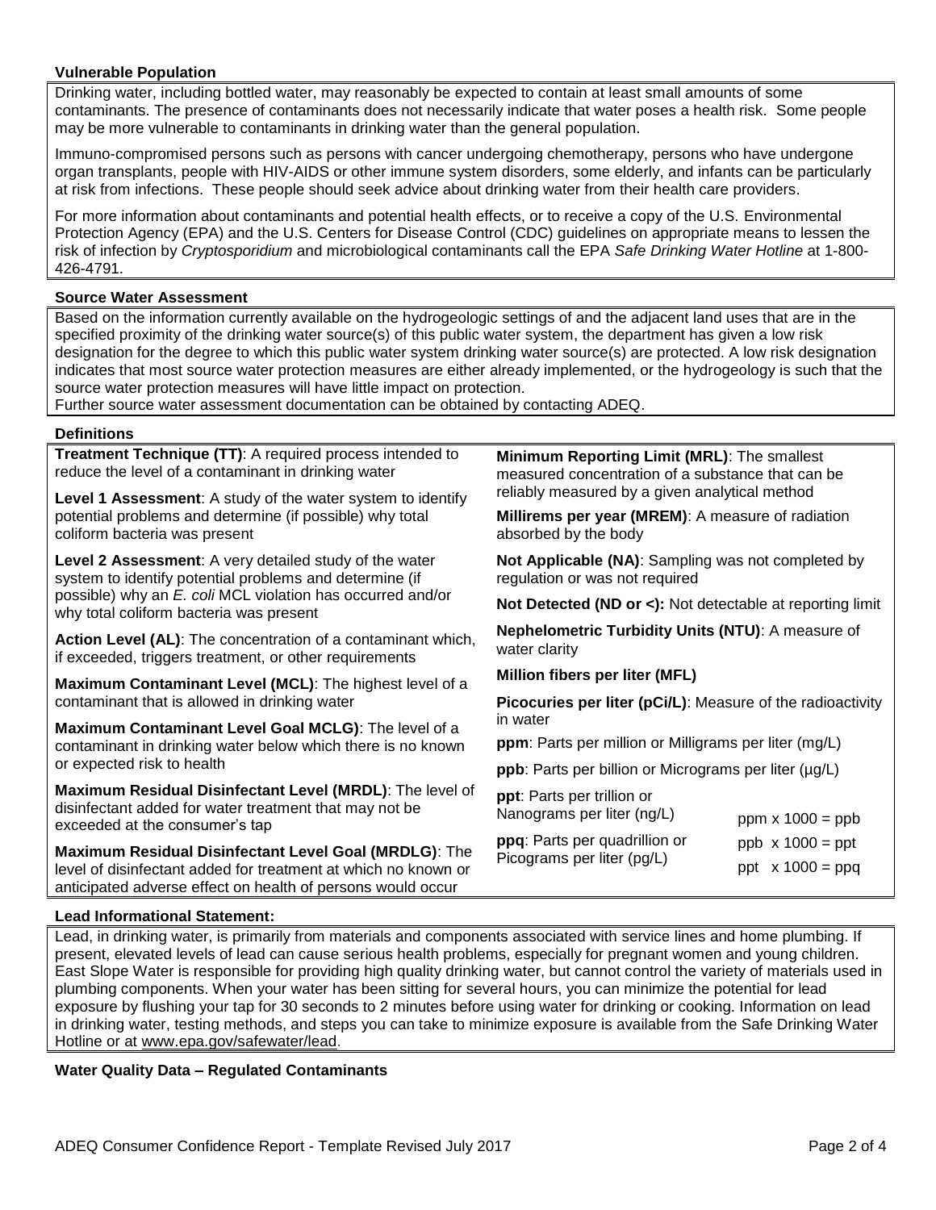## Vulnerable Population

Drinking water, including bottled water, may reasonably be expected to contain at least small amounts of some contaminants. The presence of contaminants does not necessarily indicate that water poses a health risk. Some people may be more vulnerable to contaminants in drinking water than the general population.

Immuno-compromised persons such as persons with cancer undergoing chemotherapy, persons who have undergone organ transplants, people with HIV-AIDS or other immune system disorders, some elderly, and infants can be particularly at risk from infections. These people should seek advice about drinking water from their health care providers.

For more information about contaminants and potential health effects, or to receive a copy of the U.S. Environmental Protection Agency (EPA) and the U.S. Centers for Disease Control (CDC) guidelines on appropriate means to lessen the risk of infection by *Cryptosporidium* and microbiological contaminants call the EPA *Safe Drinking Water Hotline* at 1-800-426-4791.

## Source Water Assessment

Based on the information currently available on the hydrogeologic settings of and the adjacent land uses that are in the specified proximity of the drinking water source(s) of this public water system, the department has given a low risk designation for the degree to which this public water system drinking water source(s) are protected. A low risk designation indicates that most source water protection measures are either already implemented, or the hydrogeology is such that the source water protection measures will have little impact on protection.
Further source water assessment documentation can be obtained by contacting ADEQ.

## Definitions

**Treatment Technique (TT)**: A required process intended to reduce the level of a contaminant in drinking water

**Level 1 Assessment**: A study of the water system to identify potential problems and determine (if possible) why total coliform bacteria was present

**Level 2 Assessment**: A very detailed study of the water system to identify potential problems and determine (if possible) why an *E. coli* MCL violation has occurred and/or why total coliform bacteria was present

**Action Level (AL)**: The concentration of a contaminant which, if exceeded, triggers treatment, or other requirements

**Maximum Contaminant Level (MCL)**: The highest level of a contaminant that is allowed in drinking water

**Maximum Contaminant Level Goal MCLG)**: The level of a contaminant in drinking water below which there is no known or expected risk to health

**Maximum Residual Disinfectant Level (MRDL)**: The level of disinfectant added for water treatment that may not be exceeded at the consumer's tap

**Maximum Residual Disinfectant Level Goal (MRDLG)**: The level of disinfectant added for treatment at which no known or anticipated adverse effect on health of persons would occur

**Minimum Reporting Limit (MRL)**: The smallest measured concentration of a substance that can be reliably measured by a given analytical method

**Millirems per year (MREM)**: A measure of radiation absorbed by the body

**Not Applicable (NA)**: Sampling was not completed by regulation or was not required

**Not Detected (ND or <):** Not detectable at reporting limit

**Nephelometric Turbidity Units (NTU)**: A measure of water clarity

**Million fibers per liter (MFL)**

**Picocuries per liter (pCi/L)**: Measure of the radioactivity in water

**ppm**: Parts per million or Milligrams per liter (mg/L)

**ppb**: Parts per billion or Micrograms per liter (µg/L)

**ppt**: Parts per trillion or Nanograms per liter (ng/L)

**ppq**: Parts per quadrillion or Picograms per liter (pg/L)

ppm x 1000 = ppb
ppb x 1000 = ppt
ppt x 1000 = ppq

## Lead Informational Statement:

Lead, in drinking water, is primarily from materials and components associated with service lines and home plumbing. If present, elevated levels of lead can cause serious health problems, especially for pregnant women and young children. East Slope Water is responsible for providing high quality drinking water, but cannot control the variety of materials used in plumbing components. When your water has been sitting for several hours, you can minimize the potential for lead exposure by flushing your tap for 30 seconds to 2 minutes before using water for drinking or cooking. Information on lead in drinking water, testing methods, and steps you can take to minimize exposure is available from the Safe Drinking Water Hotline or at www.epa.gov/safewater/lead.

## Water Quality Data – Regulated Contaminants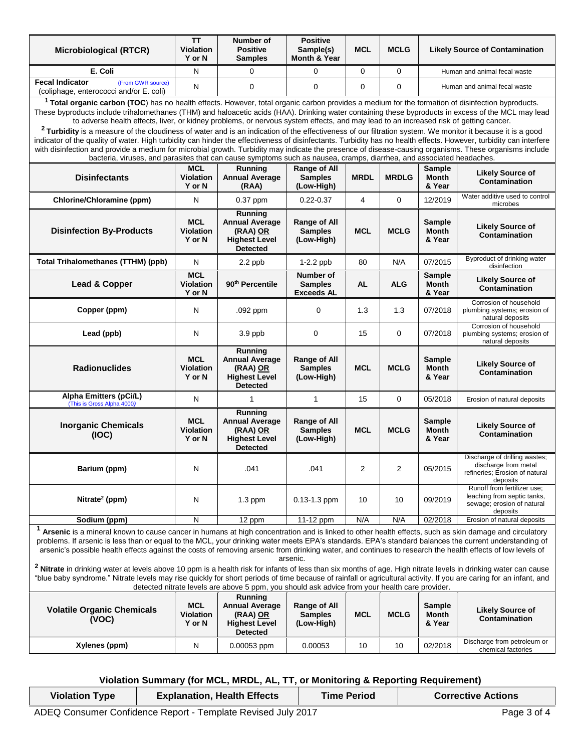| Microbiological (RTCR) | TT Violation Y or N | Number of Positive Samples | Positive Sample(s) Month & Year | MCL | MCLG | Likely Source of Contamination |
|---|---|---|---|---|---|---|
| E. Coli | N | 0 | 0 | 0 | 0 | Human and animal fecal waste |
| Fecal Indicator (From GWR source) (coliphage, enterococci and/or E. coli) | N | 0 | 0 | 0 | 0 | Human and animal fecal waste |

[1] **Total organic carbon (TOC)** has no health effects. However, total organic carbon provides a medium for the formation of disinfection byproducts. These byproducts include trihalomethanes (THM) and haloacetic acids (HAA). Drinking water containing these byproducts in excess of the MCL may lead to adverse health effects, liver, or kidney problems, or nervous system effects, and may lead to an increased risk of getting cancer.

[2] **Turbidity** is a measure of the cloudiness of water and is an indication of the effectiveness of our filtration system. We monitor it because it is a good indicator of the quality of water. High turbidity can hinder the effectiveness of disinfectants. Turbidity has no health effects. However, turbidity can interfere with disinfection and provide a medium for microbial growth. Turbidity may indicate the presence of disease-causing organisms. These organisms include bacteria, viruses, and parasites that can cause symptoms such as nausea, cramps, diarrhea, and associated headaches.

| Disinfectants | MCL Violation Y or N | Running Annual Average (RAA) | Range of All Samples (Low-High) | MRDL | MRDLG | Sample Month & Year | Likely Source of Contamination |
|---|---|---|---|---|---|---|---|
| Chlorine/Chloramine (ppm) | N | 0.37 ppm | 0.22-0.37 | 4 | 0 | 12/2019 | Water additive used to control microbes |

| Disinfection By-Products | MCL Violation Y or N | Running Annual Average (RAA) OR Highest Level Detected | Range of All Samples (Low-High) | MCL | MCLG | Sample Month & Year | Likely Source of Contamination |
|---|---|---|---|---|---|---|---|
| Total Trihalomethanes (TTHM) (ppb) | N | 2.2 ppb | 1-2.2 ppb | 80 | N/A | 07/2015 | Byproduct of drinking water disinfection |

| Lead & Copper | MCL Violation Y or N | 90th Percentile | Number of Samples Exceeds AL | AL | ALG | Sample Month & Year | Likely Source of Contamination |
|---|---|---|---|---|---|---|---|
| Copper (ppm) | N | .092 ppm | 0 | 1.3 | 1.3 | 07/2018 | Corrosion of household plumbing systems; erosion of natural deposits |
| Lead (ppb) | N | 3.9 ppb | 0 | 15 | 0 | 07/2018 | Corrosion of household plumbing systems; erosion of natural deposits |

| Radionuclides | MCL Violation Y or N | Running Annual Average (RAA) OR Highest Level Detected | Range of All Samples (Low-High) | MCL | MCLG | Sample Month & Year | Likely Source of Contamination |
|---|---|---|---|---|---|---|---|
| Alpha Emitters (pCi/L) (This is Gross Alpha 4000) | N | 1 | 1 | 15 | 0 | 05/2018 | Erosion of natural deposits |

| Inorganic Chemicals (IOC) | MCL Violation Y or N | Running Annual Average (RAA) OR Highest Level Detected | Range of All Samples (Low-High) | MCL | MCLG | Sample Month & Year | Likely Source of Contamination |
|---|---|---|---|---|---|---|---|
| Barium (ppm) | N | .041 | .041 | 2 | 2 | 05/2015 | Discharge of drilling wastes; discharge from metal refineries; Erosion of natural deposits |
| Nitrate[2] (ppm) | N | 1.3 ppm | 0.13-1.3 ppm | 10 | 10 | 09/2019 | Runoff from fertilizer use; leaching from septic tanks, sewage; erosion of natural deposits |
| Sodium (ppm) | N | 12 ppm | 11-12 ppm | N/A | N/A | 02/2018 | Erosion of natural deposits |

[1] **Arsenic** is a mineral known to cause cancer in humans at high concentration and is linked to other health effects, such as skin damage and circulatory problems. If arsenic is less than or equal to the MCL, your drinking water meets EPA's standards. EPA's standard balances the current understanding of arsenic's possible health effects against the costs of removing arsenic from drinking water, and continues to research the health effects of low levels of arsenic.

[2] **Nitrate** in drinking water at levels above 10 ppm is a health risk for infants of less than six months of age. High nitrate levels in drinking water can cause "blue baby syndrome." Nitrate levels may rise quickly for short periods of time because of rainfall or agricultural activity. If you are caring for an infant, and detected nitrate levels are above 5 ppm, you should ask advice from your health care provider.

| Volatile Organic Chemicals (VOC) | MCL Violation Y or N | Running Annual Average (RAA) OR Highest Level Detected | Range of All Samples (Low-High) | MCL | MCLG | Sample Month & Year | Likely Source of Contamination |
|---|---|---|---|---|---|---|---|
| Xylenes (ppm) | N | 0.00053 ppm | 0.00053 | 10 | 10 | 02/2018 | Discharge from petroleum or chemical factories |

**Violation Summary (for MCL, MRDL, AL, TT, or Monitoring & Reporting Requirement)**

| Violation Type | Explanation, Health Effects | Time Period | Corrective Actions |
|---|---|---|---|

ADEQ Consumer Confidence Report - Template Revised July 2017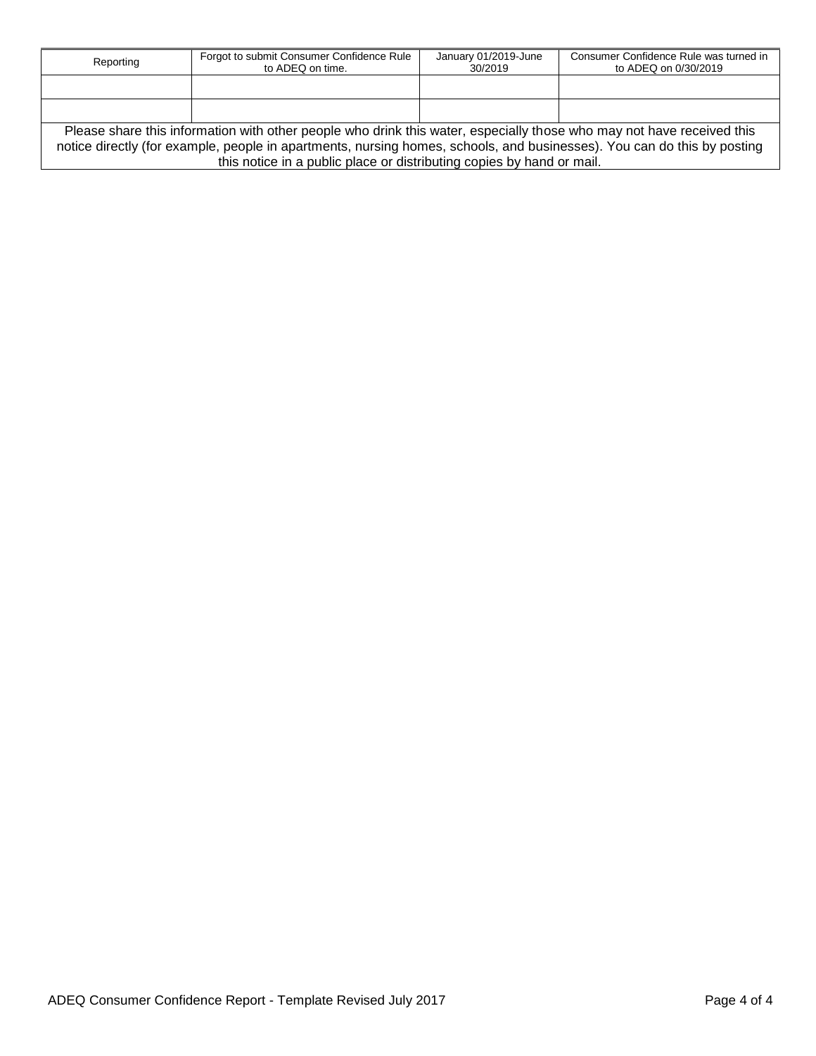| | | | |
|---|---|---|---|
| Reporting | Forgot to submit Consumer Confidence Rule to ADEQ on time. | January 01/2019-June 30/2019 | Consumer Confidence Rule was turned in to ADEQ on 0/30/2019 |
| | | | |
| | | | |

Please share this information with other people who drink this water, especially those who may not have received this notice directly (for example, people in apartments, nursing homes, schools, and businesses). You can do this by posting this notice in a public place or distributing copies by hand or mail.